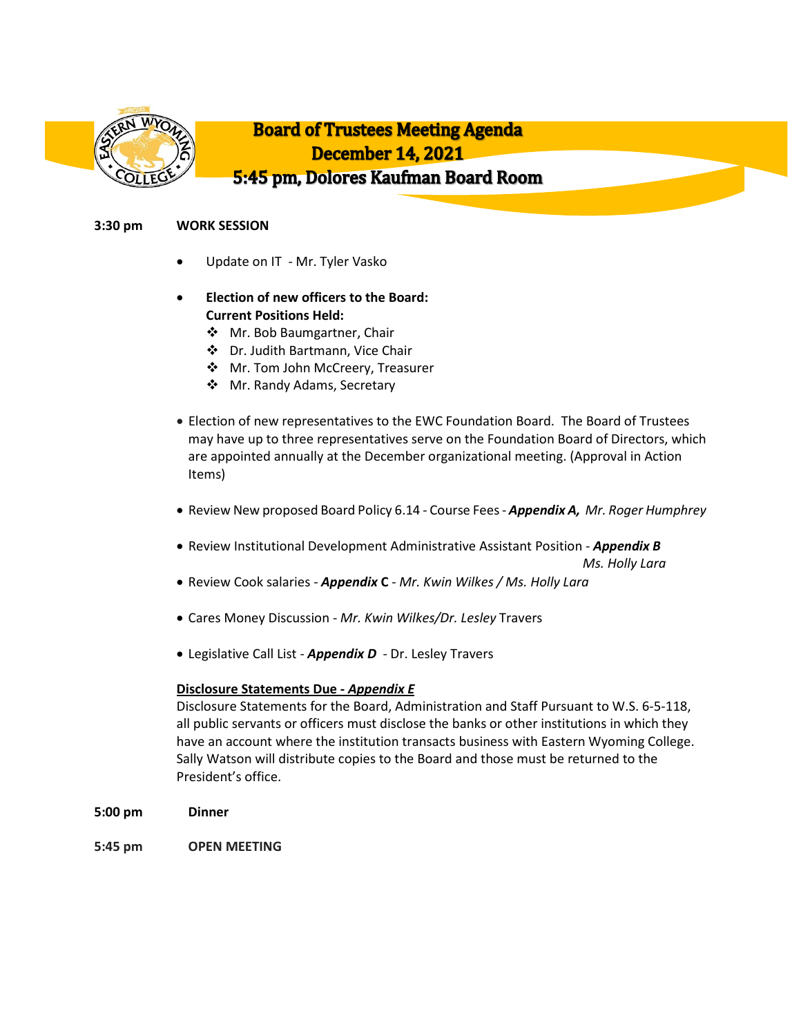# Board of Trustees Meeting Agenda
## December 14, 2021
## 5:45 pm, Dolores Kaufman Board Room

**3:30 pm** **WORK SESSION**

- Update on IT - Mr. Tyler Vasko

- **Election of new officers to the Board:**
  **Current Positions Held:**
  - Mr. Bob Baumgartner, Chair
  - Dr. Judith Bartmann, Vice Chair
  - Mr. Tom John McCreery, Treasurer
  - Mr. Randy Adams, Secretary

- Election of new representatives to the EWC Foundation Board. The Board of Trustees may have up to three representatives serve on the Foundation Board of Directors, which are appointed annually at the December organizational meeting. (Approval in Action Items)

- Review New proposed Board Policy 6.14 - Course Fees - ***Appendix A,*** *Mr. Roger Humphrey*

- Review Institutional Development Administrative Assistant Position - ***Appendix B*** *Ms. Holly Lara*

- Review Cook salaries - ***Appendix* C** - *Mr. Kwin Wilkes / Ms. Holly Lara*

- Cares Money Discussion - *Mr. Kwin Wilkes/Dr. Lesley* Travers

- Legislative Call List - ***Appendix D*** - Dr. Lesley Travers

**Disclosure Statements Due - *Appendix E***

Disclosure Statements for the Board, Administration and Staff Pursuant to W.S. 6-5-118, all public servants or officers must disclose the banks or other institutions in which they have an account where the institution transacts business with Eastern Wyoming College. Sally Watson will distribute copies to the Board and those must be returned to the President's office.

**5:00 pm** **Dinner**

**5:45 pm** **OPEN MEETING**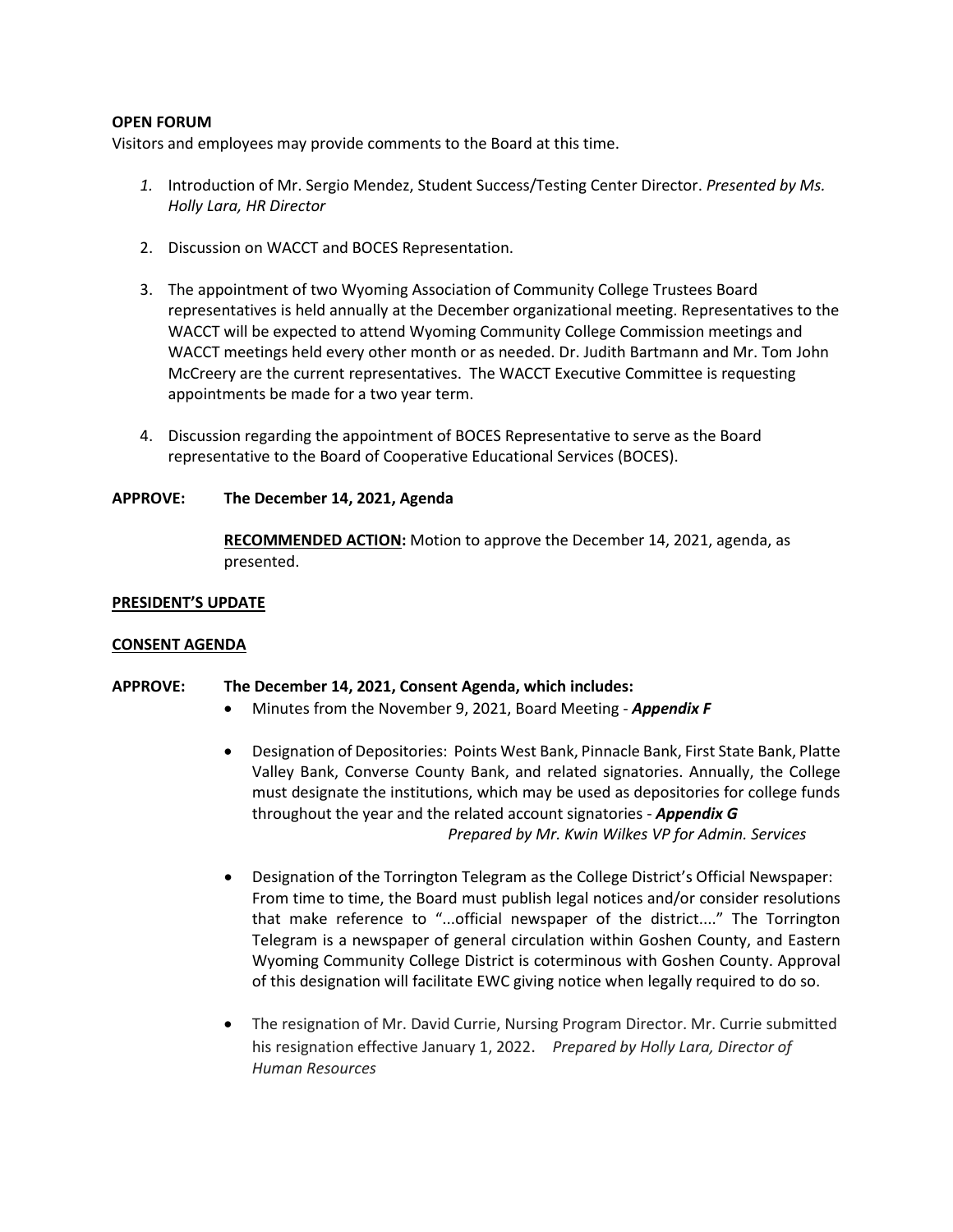**OPEN FORUM**

Visitors and employees may provide comments to the Board at this time.

1. Introduction of Mr. Sergio Mendez, Student Success/Testing Center Director. *Presented by Ms. Holly Lara, HR Director*

2. Discussion on WACCT and BOCES Representation.

3. The appointment of two Wyoming Association of Community College Trustees Board representatives is held annually at the December organizational meeting. Representatives to the WACCT will be expected to attend Wyoming Community College Commission meetings and WACCT meetings held every other month or as needed. Dr. Judith Bartmann and Mr. Tom John McCreery are the current representatives. The WACCT Executive Committee is requesting appointments be made for a two year term.

4. Discussion regarding the appointment of BOCES Representative to serve as the Board representative to the Board of Cooperative Educational Services (BOCES).

**APPROVE: The December 14, 2021, Agenda**

**RECOMMENDED ACTION:** Motion to approve the December 14, 2021, agenda, as presented.

**PRESIDENT'S UPDATE**

**CONSENT AGENDA**

**APPROVE: The December 14, 2021, Consent Agenda, which includes:**

- Minutes from the November 9, 2021, Board Meeting - ***Appendix F***

- Designation of Depositories: Points West Bank, Pinnacle Bank, First State Bank, Platte Valley Bank, Converse County Bank, and related signatories. Annually, the College must designate the institutions, which may be used as depositories for college funds throughout the year and the related account signatories - ***Appendix G***
  *Prepared by Mr. Kwin Wilkes VP for Admin. Services*

- Designation of the Torrington Telegram as the College District's Official Newspaper: From time to time, the Board must publish legal notices and/or consider resolutions that make reference to "...official newspaper of the district...." The Torrington Telegram is a newspaper of general circulation within Goshen County, and Eastern Wyoming Community College District is coterminous with Goshen County. Approval of this designation will facilitate EWC giving notice when legally required to do so.

- The resignation of Mr. David Currie, Nursing Program Director. Mr. Currie submitted his resignation effective January 1, 2022. *Prepared by Holly Lara, Director of Human Resources*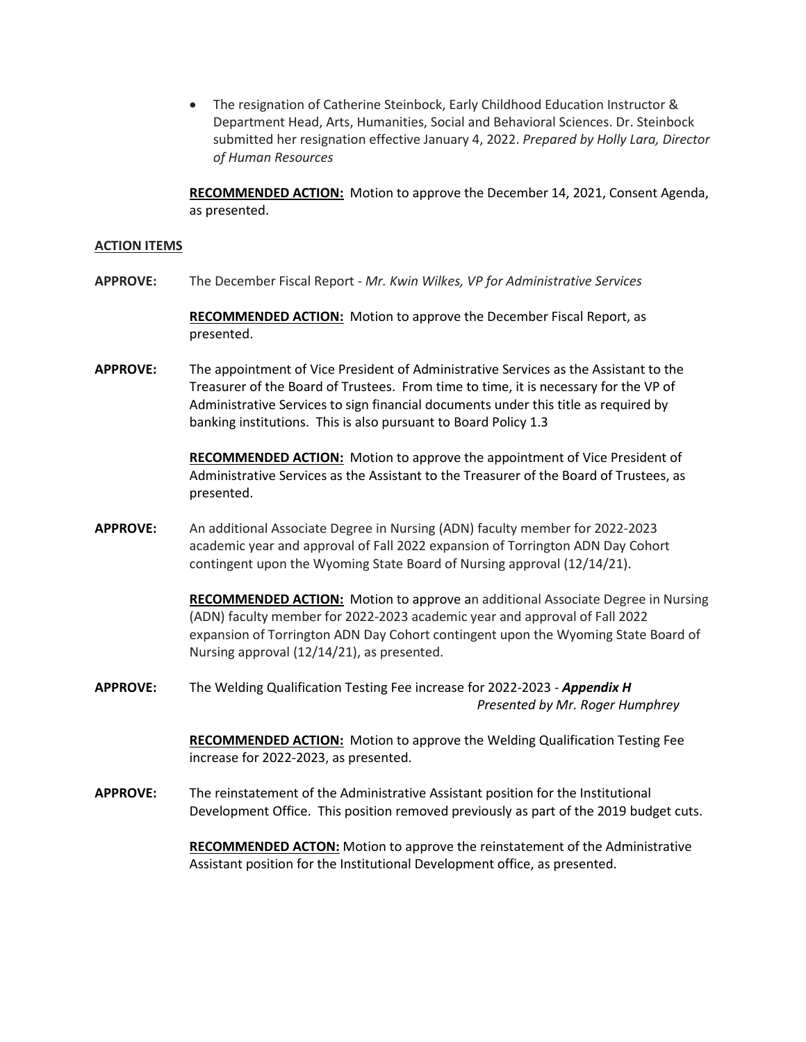- The resignation of Catherine Steinbock, Early Childhood Education Instructor & Department Head, Arts, Humanities, Social and Behavioral Sciences. Dr. Steinbock submitted her resignation effective January 4, 2022. *Prepared by Holly Lara, Director of Human Resources*

**RECOMMENDED ACTION:** Motion to approve the December 14, 2021, Consent Agenda, as presented.

**ACTION ITEMS**

**APPROVE:** The December Fiscal Report - *Mr. Kwin Wilkes, VP for Administrative Services*

**RECOMMENDED ACTION:** Motion to approve the December Fiscal Report, as presented.

**APPROVE:** The appointment of Vice President of Administrative Services as the Assistant to the Treasurer of the Board of Trustees. From time to time, it is necessary for the VP of Administrative Services to sign financial documents under this title as required by banking institutions. This is also pursuant to Board Policy 1.3

**RECOMMENDED ACTION:** Motion to approve the appointment of Vice President of Administrative Services as the Assistant to the Treasurer of the Board of Trustees, as presented.

**APPROVE:** An additional Associate Degree in Nursing (ADN) faculty member for 2022-2023 academic year and approval of Fall 2022 expansion of Torrington ADN Day Cohort contingent upon the Wyoming State Board of Nursing approval (12/14/21).

**RECOMMENDED ACTION:** Motion to approve an additional Associate Degree in Nursing (ADN) faculty member for 2022-2023 academic year and approval of Fall 2022 expansion of Torrington ADN Day Cohort contingent upon the Wyoming State Board of Nursing approval (12/14/21), as presented.

**APPROVE:** The Welding Qualification Testing Fee increase for 2022-2023 - ***Appendix H***
*Presented by Mr. Roger Humphrey*

**RECOMMENDED ACTION:** Motion to approve the Welding Qualification Testing Fee increase for 2022-2023, as presented.

**APPROVE:** The reinstatement of the Administrative Assistant position for the Institutional Development Office. This position removed previously as part of the 2019 budget cuts.

**RECOMMENDED ACTON:** Motion to approve the reinstatement of the Administrative Assistant position for the Institutional Development office, as presented.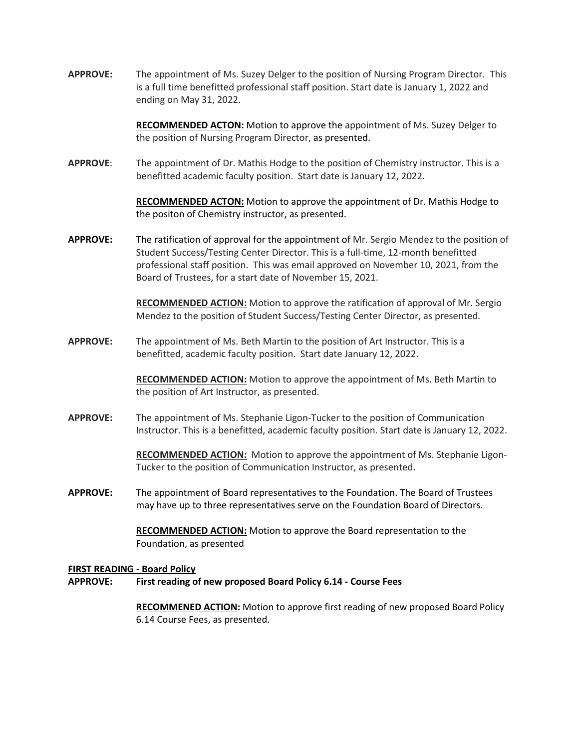**APPROVE:** The appointment of Ms. Suzey Delger to the position of Nursing Program Director. This is a full time benefitted professional staff position. Start date is January 1, 2022 and ending on May 31, 2022.

**RECOMMENDED ACTON:** Motion to approve the appointment of Ms. Suzey Delger to the position of Nursing Program Director, as presented.

**APPROVE**: The appointment of Dr. Mathis Hodge to the position of Chemistry instructor. This is a benefitted academic faculty position. Start date is January 12, 2022.

**RECOMMENDED ACTON:** Motion to approve the appointment of Dr. Mathis Hodge to the positon of Chemistry instructor, as presented.

**APPROVE:** The ratification of approval for the appointment of Mr. Sergio Mendez to the position of Student Success/Testing Center Director. This is a full-time, 12-month benefitted professional staff position. This was email approved on November 10, 2021, from the Board of Trustees, for a start date of November 15, 2021.

**RECOMMENDED ACTION:** Motion to approve the ratification of approval of Mr. Sergio Mendez to the position of Student Success/Testing Center Director, as presented.

**APPROVE:** The appointment of Ms. Beth Martin to the position of Art Instructor. This is a benefitted, academic faculty position. Start date January 12, 2022.

**RECOMMENDED ACTION:** Motion to approve the appointment of Ms. Beth Martin to the position of Art Instructor, as presented.

**APPROVE:** The appointment of Ms. Stephanie Ligon-Tucker to the position of Communication Instructor. This is a benefitted, academic faculty position. Start date is January 12, 2022.

**RECOMMENDED ACTION:** Motion to approve the appointment of Ms. Stephanie Ligon-Tucker to the position of Communication Instructor, as presented.

**APPROVE:** The appointment of Board representatives to the Foundation. The Board of Trustees may have up to three representatives serve on the Foundation Board of Directors.

**RECOMMENDED ACTION:** Motion to approve the Board representation to the Foundation, as presented

**FIRST READING - Board Policy**

**APPROVE: First reading of new proposed Board Policy 6.14 - Course Fees**

**RECOMMENED ACTION:** Motion to approve first reading of new proposed Board Policy 6.14 Course Fees, as presented.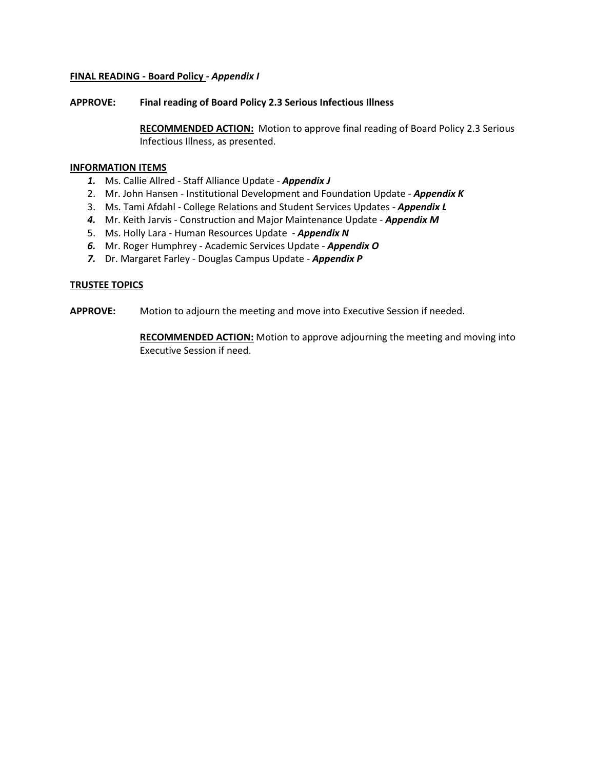**FINAL READING - Board Policy - *Appendix I***

**APPROVE: Final reading of Board Policy 2.3 Serious Infectious Illness**

**RECOMMENDED ACTION:** Motion to approve final reading of Board Policy 2.3 Serious Infectious Illness, as presented.

**INFORMATION ITEMS**

1. Ms. Callie Allred - Staff Alliance Update - ***Appendix J***
2. Mr. John Hansen - Institutional Development and Foundation Update - ***Appendix K***
3. Ms. Tami Afdahl - College Relations and Student Services Updates - ***Appendix L***
4. Mr. Keith Jarvis - Construction and Major Maintenance Update - ***Appendix M***
5. Ms. Holly Lara - Human Resources Update - ***Appendix N***
6. Mr. Roger Humphrey - Academic Services Update - ***Appendix O***
7. Dr. Margaret Farley - Douglas Campus Update - ***Appendix P***

**TRUSTEE TOPICS**

**APPROVE:** Motion to adjourn the meeting and move into Executive Session if needed.

**RECOMMENDED ACTION:** Motion to approve adjourning the meeting and moving into Executive Session if need.